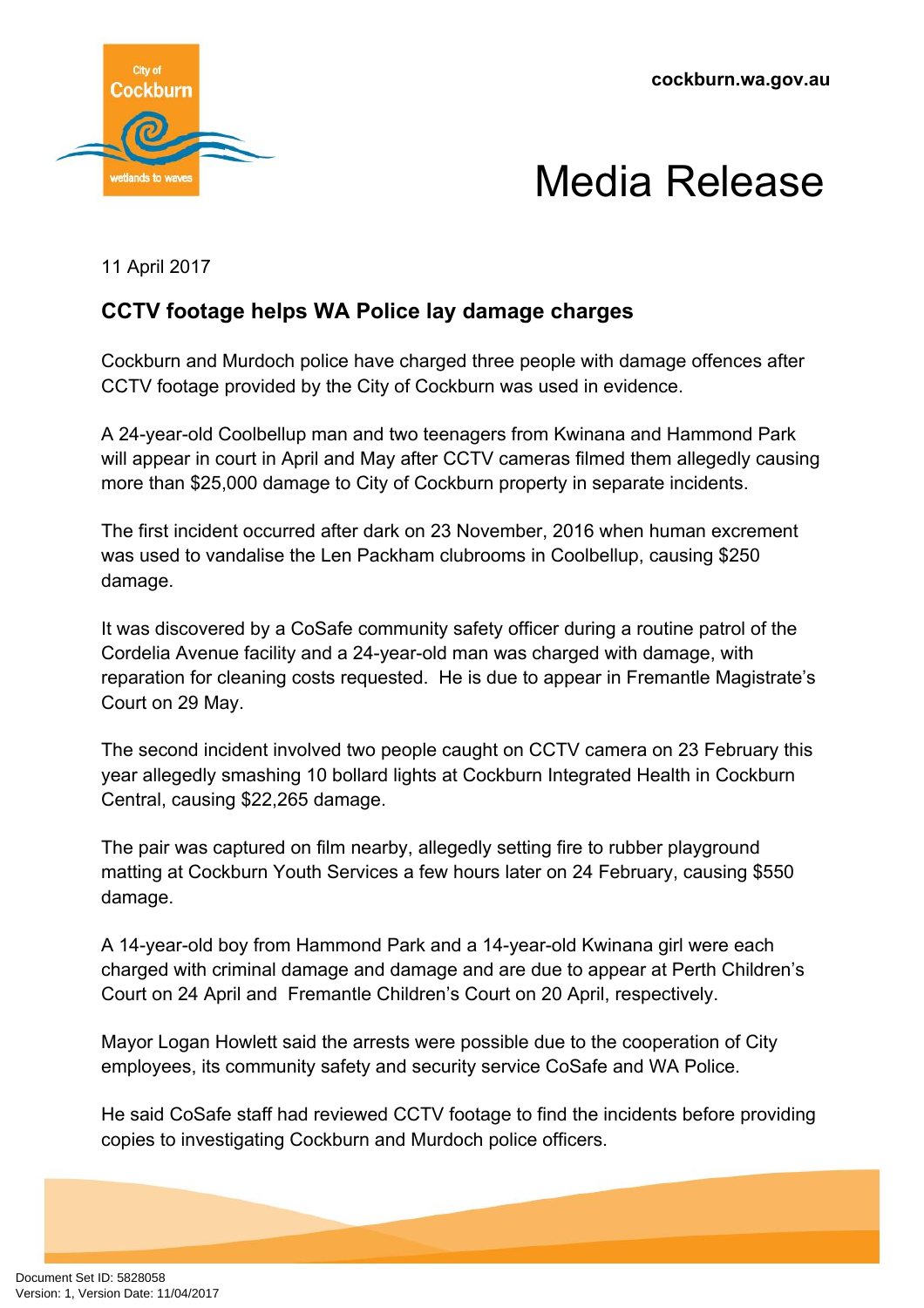cockburn.wa.gov.au

# Media Release

11 April 2017

## CCTV footage helps WA Police lay damage charges

Cockburn and Murdoch police have charged three people with damage offences after CCTV footage provided by the City of Cockburn was used in evidence.

A 24-year-old Coolbellup man and two teenagers from Kwinana and Hammond Park will appear in court in April and May after CCTV cameras filmed them allegedly causing more than $25,000 damage to City of Cockburn property in separate incidents.

The first incident occurred after dark on 23 November, 2016 when human excrement was used to vandalise the Len Packham clubrooms in Coolbellup, causing $250 damage.

It was discovered by a CoSafe community safety officer during a routine patrol of the Cordelia Avenue facility and a 24-year-old man was charged with damage, with reparation for cleaning costs requested. He is due to appear in Fremantle Magistrate's Court on 29 May.

The second incident involved two people caught on CCTV camera on 23 February this year allegedly smashing 10 bollard lights at Cockburn Integrated Health in Cockburn Central, causing $22,265 damage.

The pair was captured on film nearby, allegedly setting fire to rubber playground matting at Cockburn Youth Services a few hours later on 24 February, causing $550 damage.

A 14-year-old boy from Hammond Park and a 14-year-old Kwinana girl were each charged with criminal damage and damage and are due to appear at Perth Children's Court on 24 April and Fremantle Children's Court on 20 April, respectively.

Mayor Logan Howlett said the arrests were possible due to the cooperation of City employees, its community safety and security service CoSafe and WA Police.

He said CoSafe staff had reviewed CCTV footage to find the incidents before providing copies to investigating Cockburn and Murdoch police officers.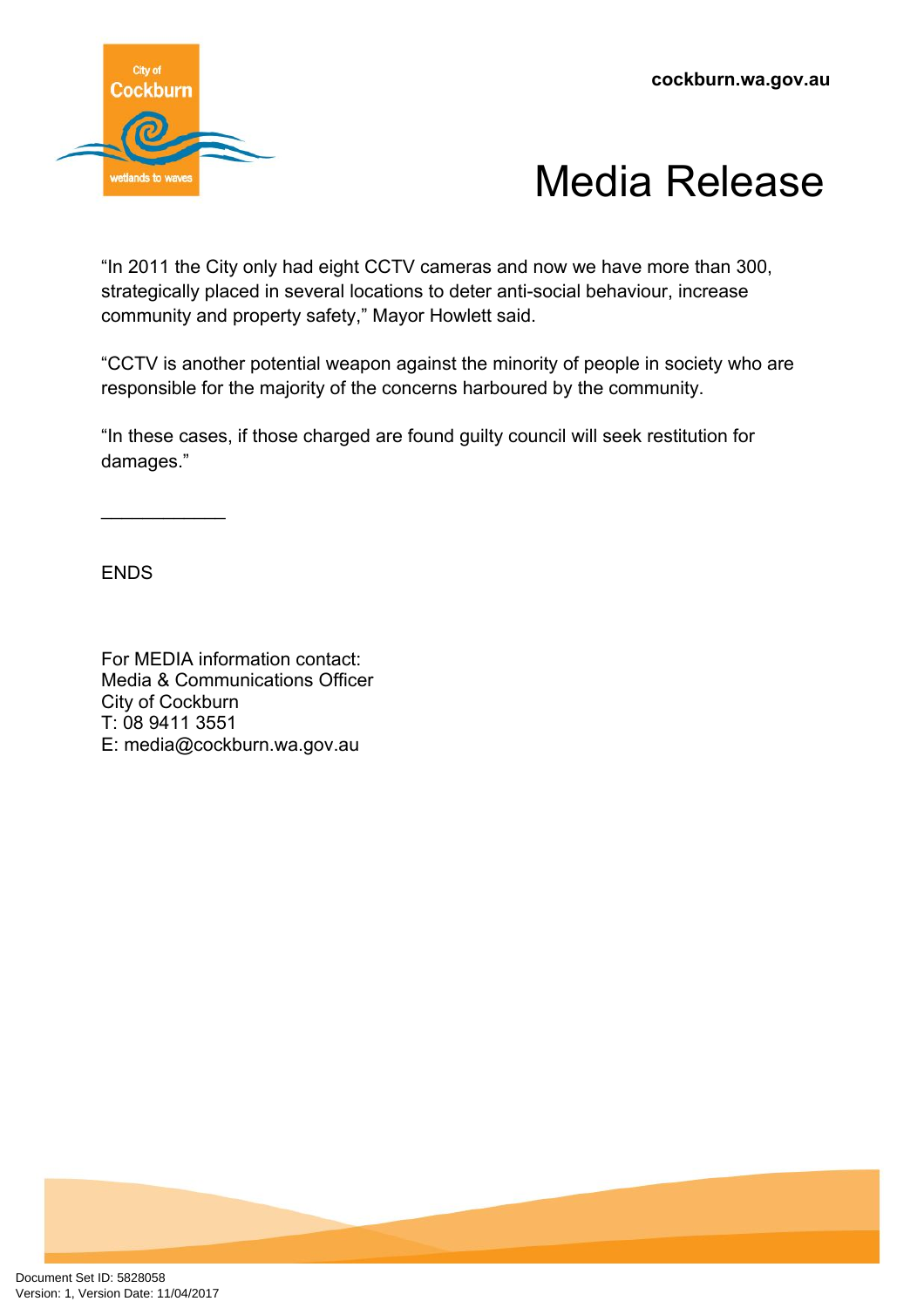# Media Release

"In 2011 the City only had eight CCTV cameras and now we have more than 300, strategically placed in several locations to deter anti-social behaviour, increase community and property safety," Mayor Howlett said.

"CCTV is another potential weapon against the minority of people in society who are responsible for the majority of the concerns harboured by the community.

"In these cases, if those charged are found guilty council will seek restitution for damages."

___________

ENDS

For MEDIA information contact:
Media & Communications Officer
City of Cockburn
T: 08 9411 3551
E: media@cockburn.wa.gov.au